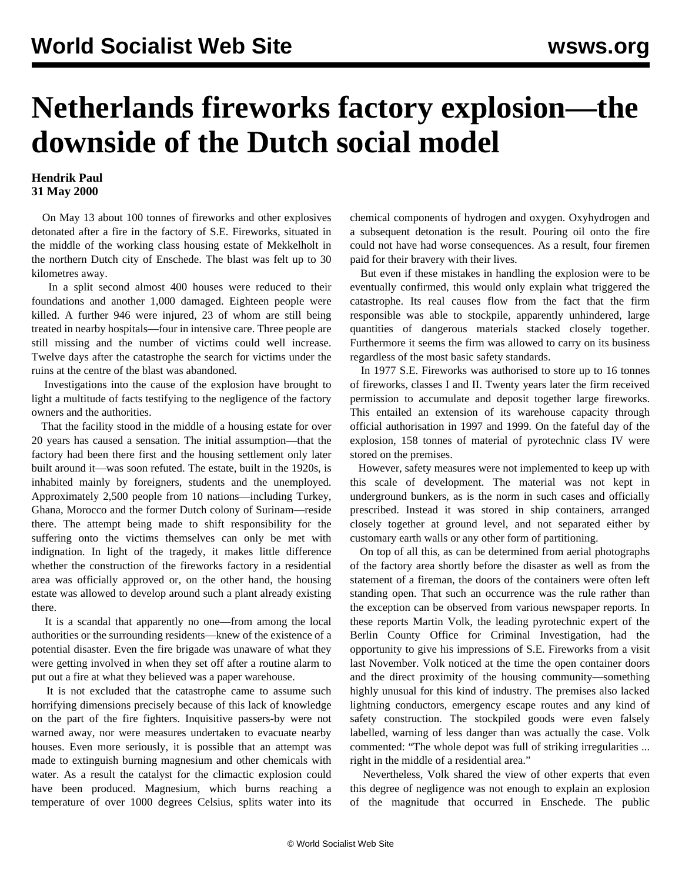# Netherlands fireworks factory explosion—the downside of the Dutch social model

**Hendrik Paul**
**31 May 2000**

On May 13 about 100 tonnes of fireworks and other explosives detonated after a fire in the factory of S.E. Fireworks, situated in the middle of the working class housing estate of Mekkelholt in the northern Dutch city of Enschede. The blast was felt up to 30 kilometres away.

In a split second almost 400 houses were reduced to their foundations and another 1,000 damaged. Eighteen people were killed. A further 946 were injured, 23 of whom are still being treated in nearby hospitals—four in intensive care. Three people are still missing and the number of victims could well increase. Twelve days after the catastrophe the search for victims under the ruins at the centre of the blast was abandoned.

Investigations into the cause of the explosion have brought to light a multitude of facts testifying to the negligence of the factory owners and the authorities.

That the facility stood in the middle of a housing estate for over 20 years has caused a sensation. The initial assumption—that the factory had been there first and the housing settlement only later built around it—was soon refuted. The estate, built in the 1920s, is inhabited mainly by foreigners, students and the unemployed. Approximately 2,500 people from 10 nations—including Turkey, Ghana, Morocco and the former Dutch colony of Surinam—reside there. The attempt being made to shift responsibility for the suffering onto the victims themselves can only be met with indignation. In light of the tragedy, it makes little difference whether the construction of the fireworks factory in a residential area was officially approved or, on the other hand, the housing estate was allowed to develop around such a plant already existing there.

It is a scandal that apparently no one—from among the local authorities or the surrounding residents—knew of the existence of a potential disaster. Even the fire brigade was unaware of what they were getting involved in when they set off after a routine alarm to put out a fire at what they believed was a paper warehouse.

It is not excluded that the catastrophe came to assume such horrifying dimensions precisely because of this lack of knowledge on the part of the fire fighters. Inquisitive passers-by were not warned away, nor were measures undertaken to evacuate nearby houses. Even more seriously, it is possible that an attempt was made to extinguish burning magnesium and other chemicals with water. As a result the catalyst for the climactic explosion could have been produced. Magnesium, which burns reaching a temperature of over 1000 degrees Celsius, splits water into its chemical components of hydrogen and oxygen. Oxyhydrogen and a subsequent detonation is the result. Pouring oil onto the fire could not have had worse consequences. As a result, four firemen paid for their bravery with their lives.

But even if these mistakes in handling the explosion were to be eventually confirmed, this would only explain what triggered the catastrophe. Its real causes flow from the fact that the firm responsible was able to stockpile, apparently unhindered, large quantities of dangerous materials stacked closely together. Furthermore it seems the firm was allowed to carry on its business regardless of the most basic safety standards.

In 1977 S.E. Fireworks was authorised to store up to 16 tonnes of fireworks, classes I and II. Twenty years later the firm received permission to accumulate and deposit together large fireworks. This entailed an extension of its warehouse capacity through official authorisation in 1997 and 1999. On the fateful day of the explosion, 158 tonnes of material of pyrotechnic class IV were stored on the premises.

However, safety measures were not implemented to keep up with this scale of development. The material was not kept in underground bunkers, as is the norm in such cases and officially prescribed. Instead it was stored in ship containers, arranged closely together at ground level, and not separated either by customary earth walls or any other form of partitioning.

On top of all this, as can be determined from aerial photographs of the factory area shortly before the disaster as well as from the statement of a fireman, the doors of the containers were often left standing open. That such an occurrence was the rule rather than the exception can be observed from various newspaper reports. In these reports Martin Volk, the leading pyrotechnic expert of the Berlin County Office for Criminal Investigation, had the opportunity to give his impressions of S.E. Fireworks from a visit last November. Volk noticed at the time the open container doors and the direct proximity of the housing community—something highly unusual for this kind of industry. The premises also lacked lightning conductors, emergency escape routes and any kind of safety construction. The stockpiled goods were even falsely labelled, warning of less danger than was actually the case. Volk commented: "The whole depot was full of striking irregularities ... right in the middle of a residential area."

Nevertheless, Volk shared the view of other experts that even this degree of negligence was not enough to explain an explosion of the magnitude that occurred in Enschede. The public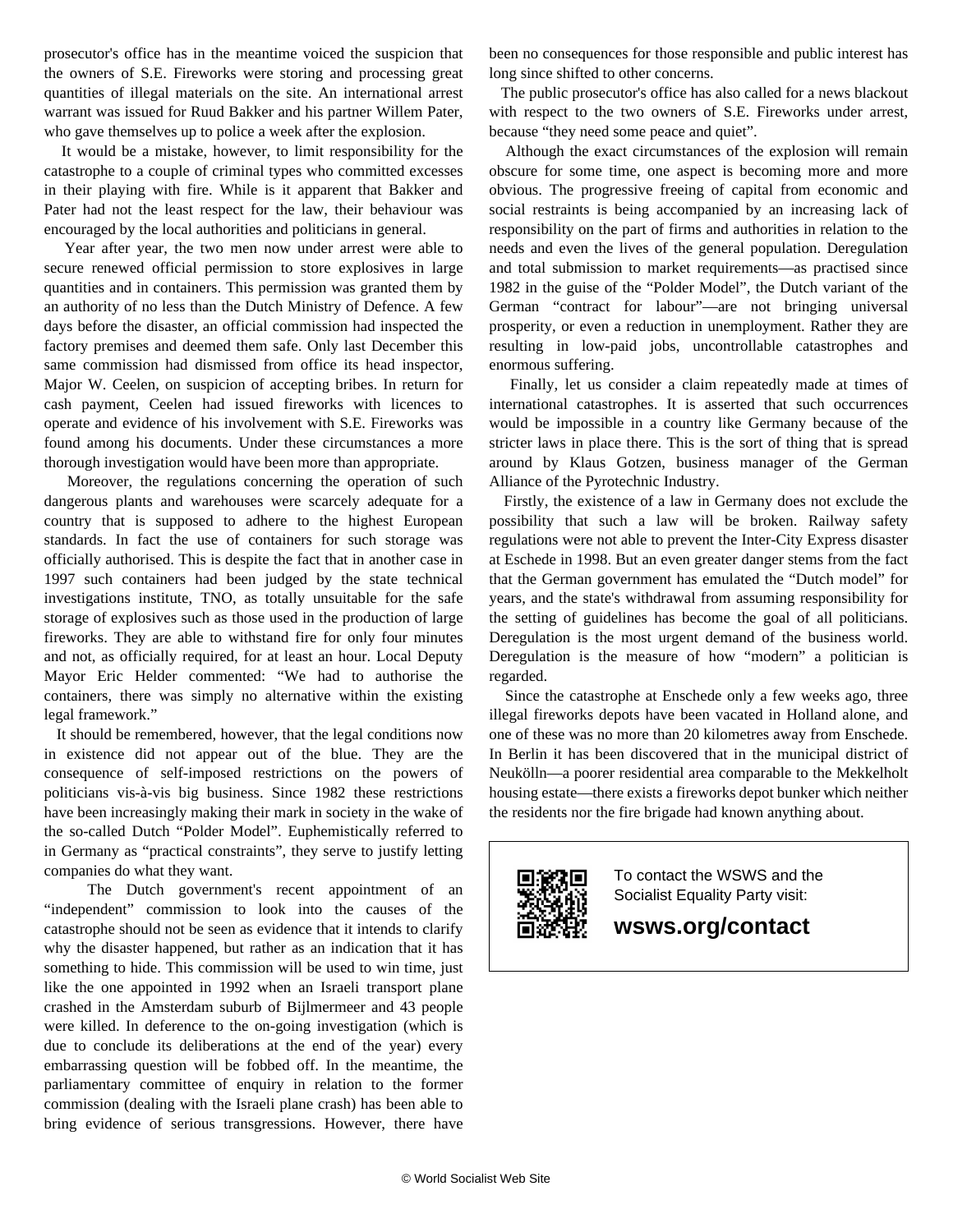prosecutor's office has in the meantime voiced the suspicion that the owners of S.E. Fireworks were storing and processing great quantities of illegal materials on the site. An international arrest warrant was issued for Ruud Bakker and his partner Willem Pater, who gave themselves up to police a week after the explosion.

It would be a mistake, however, to limit responsibility for the catastrophe to a couple of criminal types who committed excesses in their playing with fire. While is it apparent that Bakker and Pater had not the least respect for the law, their behaviour was encouraged by the local authorities and politicians in general.

Year after year, the two men now under arrest were able to secure renewed official permission to store explosives in large quantities and in containers. This permission was granted them by an authority of no less than the Dutch Ministry of Defence. A few days before the disaster, an official commission had inspected the factory premises and deemed them safe. Only last December this same commission had dismissed from office its head inspector, Major W. Ceelen, on suspicion of accepting bribes. In return for cash payment, Ceelen had issued fireworks with licences to operate and evidence of his involvement with S.E. Fireworks was found among his documents. Under these circumstances a more thorough investigation would have been more than appropriate.

Moreover, the regulations concerning the operation of such dangerous plants and warehouses were scarcely adequate for a country that is supposed to adhere to the highest European standards. In fact the use of containers for such storage was officially authorised. This is despite the fact that in another case in 1997 such containers had been judged by the state technical investigations institute, TNO, as totally unsuitable for the safe storage of explosives such as those used in the production of large fireworks. They are able to withstand fire for only four minutes and not, as officially required, for at least an hour. Local Deputy Mayor Eric Helder commented: “We had to authorise the containers, there was simply no alternative within the existing legal framework.”

It should be remembered, however, that the legal conditions now in existence did not appear out of the blue. They are the consequence of self-imposed restrictions on the powers of politicians vis-à-vis big business. Since 1982 these restrictions have been increasingly making their mark in society in the wake of the so-called Dutch “Polder Model”. Euphemistically referred to in Germany as “practical constraints”, they serve to justify letting companies do what they want.

The Dutch government's recent appointment of an “independent” commission to look into the causes of the catastrophe should not be seen as evidence that it intends to clarify why the disaster happened, but rather as an indication that it has something to hide. This commission will be used to win time, just like the one appointed in 1992 when an Israeli transport plane crashed in the Amsterdam suburb of Bijlmermeer and 43 people were killed. In deference to the on-going investigation (which is due to conclude its deliberations at the end of the year) every embarrassing question will be fobbed off. In the meantime, the parliamentary committee of enquiry in relation to the former commission (dealing with the Israeli plane crash) has been able to bring evidence of serious transgressions. However, there have been no consequences for those responsible and public interest has long since shifted to other concerns.

The public prosecutor's office has also called for a news blackout with respect to the two owners of S.E. Fireworks under arrest, because “they need some peace and quiet”.

Although the exact circumstances of the explosion will remain obscure for some time, one aspect is becoming more and more obvious. The progressive freeing of capital from economic and social restraints is being accompanied by an increasing lack of responsibility on the part of firms and authorities in relation to the needs and even the lives of the general population. Deregulation and total submission to market requirements—as practised since 1982 in the guise of the “Polder Model”, the Dutch variant of the German “contract for labour”—are not bringing universal prosperity, or even a reduction in unemployment. Rather they are resulting in low-paid jobs, uncontrollable catastrophes and enormous suffering.

Finally, let us consider a claim repeatedly made at times of international catastrophes. It is asserted that such occurrences would be impossible in a country like Germany because of the stricter laws in place there. This is the sort of thing that is spread around by Klaus Gotzen, business manager of the German Alliance of the Pyrotechnic Industry.

Firstly, the existence of a law in Germany does not exclude the possibility that such a law will be broken. Railway safety regulations were not able to prevent the Inter-City Express disaster at Eschede in 1998. But an even greater danger stems from the fact that the German government has emulated the “Dutch model” for years, and the state's withdrawal from assuming responsibility for the setting of guidelines has become the goal of all politicians. Deregulation is the most urgent demand of the business world. Deregulation is the measure of how “modern” a politician is regarded.

Since the catastrophe at Enschede only a few weeks ago, three illegal fireworks depots have been vacated in Holland alone, and one of these was no more than 20 kilometres away from Enschede. In Berlin it has been discovered that in the municipal district of Neukölln—a poorer residential area comparable to the Mekkelholt housing estate—there exists a fireworks depot bunker which neither the residents nor the fire brigade had known anything about.

To contact the WSWS and the Socialist Equality Party visit:

**wsws.org/contact**